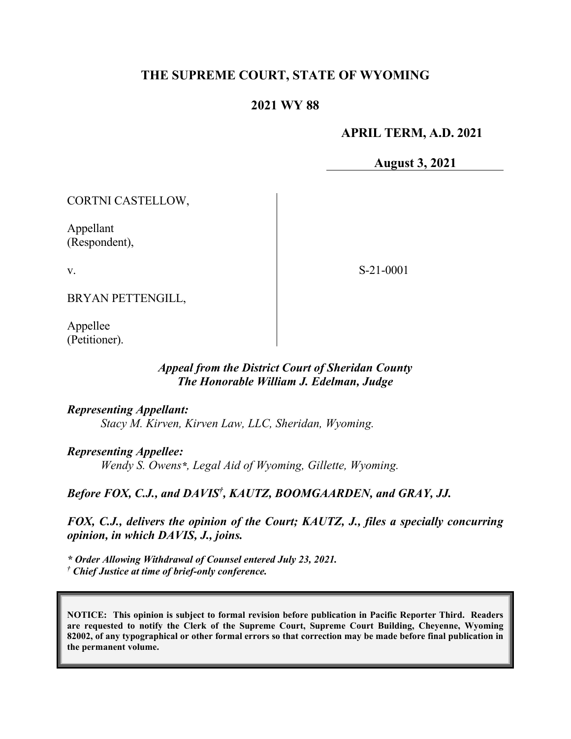# THE SUPREME COURT, STATE OF WYOMING

## 2021 WY 88

**APRIL TERM, A.D. 2021**

**August 3, 2021**

CORTNI CASTELLOW,

Appellant
(Respondent),

v.

S-21-0001

BRYAN PETTENGILL,

Appellee
(Petitioner).

*Appeal from the District Court of Sheridan County*
*The Honorable William J. Edelman, Judge*

***Representing Appellant:***
*Stacy M. Kirven, Kirven Law, LLC, Sheridan, Wyoming.*

***Representing Appellee:***
*Wendy S. Owens\*, Legal Aid of Wyoming, Gillette, Wyoming.*

***Before FOX, C.J., and DAVIS†, KAUTZ, BOOMGAARDEN, and GRAY, JJ.***

***FOX, C.J., delivers the opinion of the Court; KAUTZ, J., files a specially concurring opinion, in which DAVIS, J., joins.***

***\* Order Allowing Withdrawal of Counsel entered July 23, 2021.***
***† Chief Justice at time of brief-only conference.***

**NOTICE: This opinion is subject to formal revision before publication in Pacific Reporter Third. Readers are requested to notify the Clerk of the Supreme Court, Supreme Court Building, Cheyenne, Wyoming 82002, of any typographical or other formal errors so that correction may be made before final publication in the permanent volume.**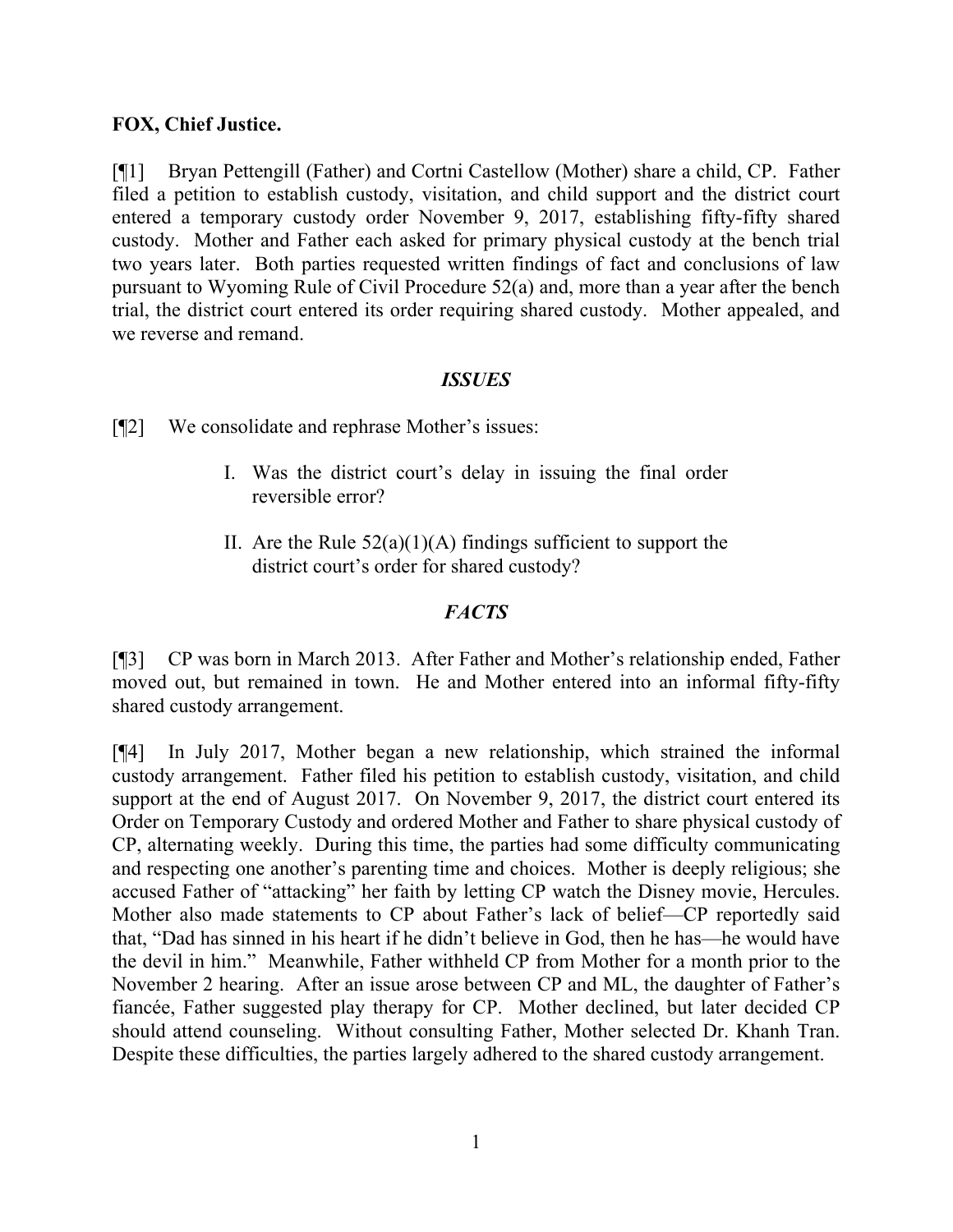**FOX, Chief Justice.**

[¶1] Bryan Pettengill (Father) and Cortni Castellow (Mother) share a child, CP. Father filed a petition to establish custody, visitation, and child support and the district court entered a temporary custody order November 9, 2017, establishing fifty-fifty shared custody. Mother and Father each asked for primary physical custody at the bench trial two years later. Both parties requested written findings of fact and conclusions of law pursuant to Wyoming Rule of Civil Procedure 52(a) and, more than a year after the bench trial, the district court entered its order requiring shared custody. Mother appealed, and we reverse and remand.

### *ISSUES*

[¶2] We consolidate and rephrase Mother's issues:

> I. Was the district court's delay in issuing the final order reversible error?
>
> II. Are the Rule 52(a)(1)(A) findings sufficient to support the district court's order for shared custody?

### *FACTS*

[¶3] CP was born in March 2013. After Father and Mother's relationship ended, Father moved out, but remained in town. He and Mother entered into an informal fifty-fifty shared custody arrangement.

[¶4] In July 2017, Mother began a new relationship, which strained the informal custody arrangement. Father filed his petition to establish custody, visitation, and child support at the end of August 2017. On November 9, 2017, the district court entered its Order on Temporary Custody and ordered Mother and Father to share physical custody of CP, alternating weekly. During this time, the parties had some difficulty communicating and respecting one another's parenting time and choices. Mother is deeply religious; she accused Father of "attacking" her faith by letting CP watch the Disney movie, Hercules. Mother also made statements to CP about Father's lack of belief—CP reportedly said that, "Dad has sinned in his heart if he didn't believe in God, then he has—he would have the devil in him." Meanwhile, Father withheld CP from Mother for a month prior to the November 2 hearing. After an issue arose between CP and ML, the daughter of Father's fiancée, Father suggested play therapy for CP. Mother declined, but later decided CP should attend counseling. Without consulting Father, Mother selected Dr. Khanh Tran. Despite these difficulties, the parties largely adhered to the shared custody arrangement.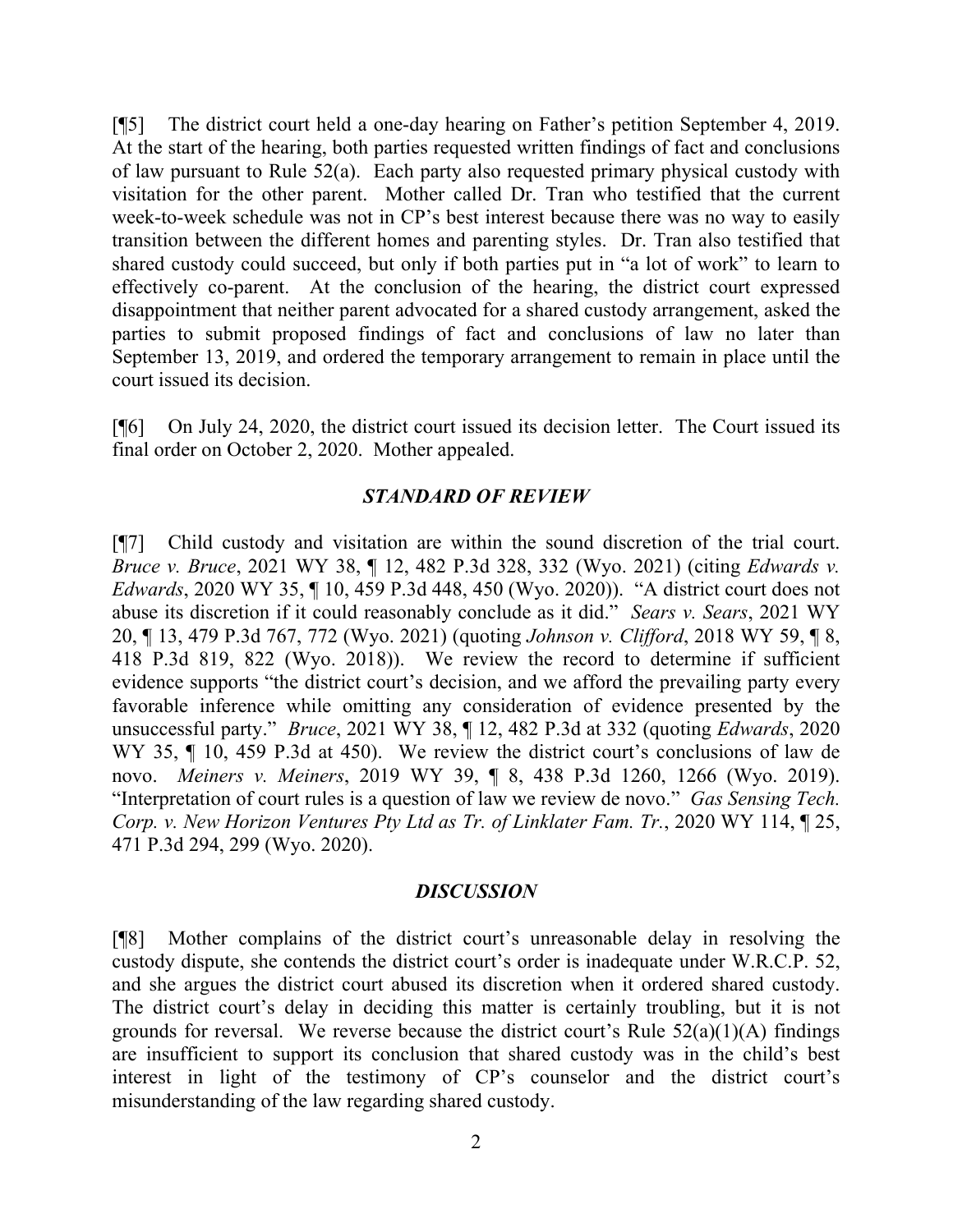[¶5] The district court held a one-day hearing on Father's petition September 4, 2019. At the start of the hearing, both parties requested written findings of fact and conclusions of law pursuant to Rule 52(a). Each party also requested primary physical custody with visitation for the other parent. Mother called Dr. Tran who testified that the current week-to-week schedule was not in CP's best interest because there was no way to easily transition between the different homes and parenting styles. Dr. Tran also testified that shared custody could succeed, but only if both parties put in "a lot of work" to learn to effectively co-parent. At the conclusion of the hearing, the district court expressed disappointment that neither parent advocated for a shared custody arrangement, asked the parties to submit proposed findings of fact and conclusions of law no later than September 13, 2019, and ordered the temporary arrangement to remain in place until the court issued its decision.

[¶6] On July 24, 2020, the district court issued its decision letter. The Court issued its final order on October 2, 2020. Mother appealed.

## *STANDARD OF REVIEW*

[¶7] Child custody and visitation are within the sound discretion of the trial court. *Bruce v. Bruce*, 2021 WY 38, ¶ 12, 482 P.3d 328, 332 (Wyo. 2021) (citing *Edwards v. Edwards*, 2020 WY 35, ¶ 10, 459 P.3d 448, 450 (Wyo. 2020)). "A district court does not abuse its discretion if it could reasonably conclude as it did." *Sears v. Sears*, 2021 WY 20, ¶ 13, 479 P.3d 767, 772 (Wyo. 2021) (quoting *Johnson v. Clifford*, 2018 WY 59, ¶ 8, 418 P.3d 819, 822 (Wyo. 2018)). We review the record to determine if sufficient evidence supports "the district court's decision, and we afford the prevailing party every favorable inference while omitting any consideration of evidence presented by the unsuccessful party." *Bruce*, 2021 WY 38, ¶ 12, 482 P.3d at 332 (quoting *Edwards*, 2020 WY 35, ¶ 10, 459 P.3d at 450). We review the district court's conclusions of law de novo. *Meiners v. Meiners*, 2019 WY 39, ¶ 8, 438 P.3d 1260, 1266 (Wyo. 2019). "Interpretation of court rules is a question of law we review de novo." *Gas Sensing Tech. Corp. v. New Horizon Ventures Pty Ltd as Tr. of Linklater Fam. Tr.*, 2020 WY 114, ¶ 25, 471 P.3d 294, 299 (Wyo. 2020).

## *DISCUSSION*

[¶8] Mother complains of the district court's unreasonable delay in resolving the custody dispute, she contends the district court's order is inadequate under W.R.C.P. 52, and she argues the district court abused its discretion when it ordered shared custody. The district court's delay in deciding this matter is certainly troubling, but it is not grounds for reversal. We reverse because the district court's Rule 52(a)(1)(A) findings are insufficient to support its conclusion that shared custody was in the child's best interest in light of the testimony of CP's counselor and the district court's misunderstanding of the law regarding shared custody.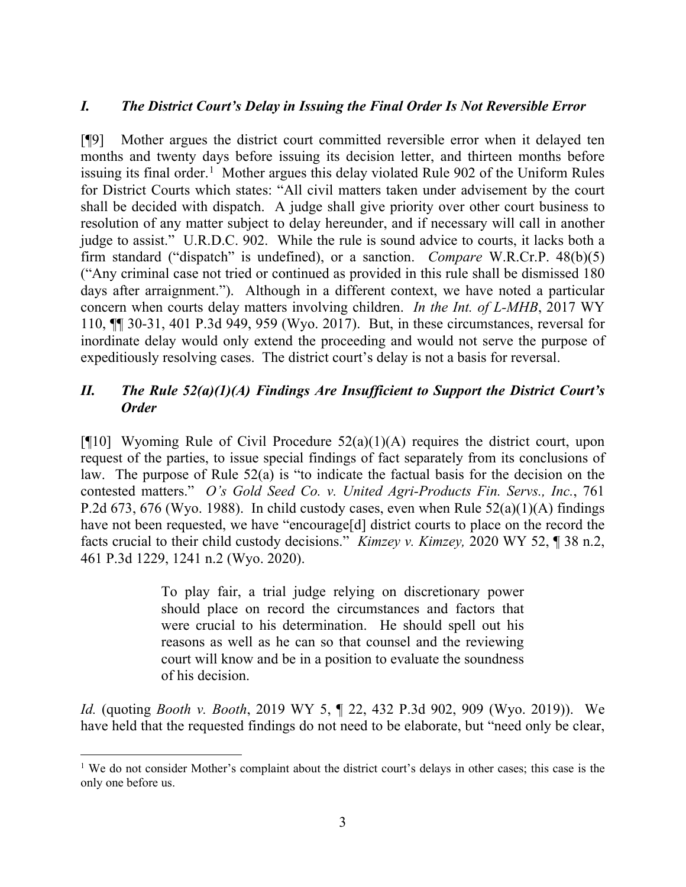### *I. The District Court's Delay in Issuing the Final Order Is Not Reversible Error*

[¶9] Mother argues the district court committed reversible error when it delayed ten months and twenty days before issuing its decision letter, and thirteen months before issuing its final order.[1] Mother argues this delay violated Rule 902 of the Uniform Rules for District Courts which states: "All civil matters taken under advisement by the court shall be decided with dispatch. A judge shall give priority over other court business to resolution of any matter subject to delay hereunder, and if necessary will call in another judge to assist." U.R.D.C. 902. While the rule is sound advice to courts, it lacks both a firm standard ("dispatch" is undefined), or a sanction. *Compare* W.R.Cr.P. 48(b)(5) ("Any criminal case not tried or continued as provided in this rule shall be dismissed 180 days after arraignment."). Although in a different context, we have noted a particular concern when courts delay matters involving children. *In the Int. of L-MHB*, 2017 WY 110, ¶¶ 30-31, 401 P.3d 949, 959 (Wyo. 2017). But, in these circumstances, reversal for inordinate delay would only extend the proceeding and would not serve the purpose of expeditiously resolving cases. The district court's delay is not a basis for reversal.

### *II. The Rule 52(a)(1)(A) Findings Are Insufficient to Support the District Court's Order*

[¶10] Wyoming Rule of Civil Procedure 52(a)(1)(A) requires the district court, upon request of the parties, to issue special findings of fact separately from its conclusions of law. The purpose of Rule 52(a) is "to indicate the factual basis for the decision on the contested matters." *O's Gold Seed Co. v. United Agri-Products Fin. Servs., Inc.*, 761 P.2d 673, 676 (Wyo. 1988). In child custody cases, even when Rule 52(a)(1)(A) findings have not been requested, we have "encourage[d] district courts to place on the record the facts crucial to their child custody decisions." *Kimzey v. Kimzey,* 2020 WY 52, ¶ 38 n.2, 461 P.3d 1229, 1241 n.2 (Wyo. 2020).

> To play fair, a trial judge relying on discretionary power should place on record the circumstances and factors that were crucial to his determination. He should spell out his reasons as well as he can so that counsel and the reviewing court will know and be in a position to evaluate the soundness of his decision.

*Id.* (quoting *Booth v. Booth*, 2019 WY 5, ¶ 22, 432 P.3d 902, 909 (Wyo. 2019)). We have held that the requested findings do not need to be elaborate, but "need only be clear,

[1] We do not consider Mother's complaint about the district court's delays in other cases; this case is the only one before us.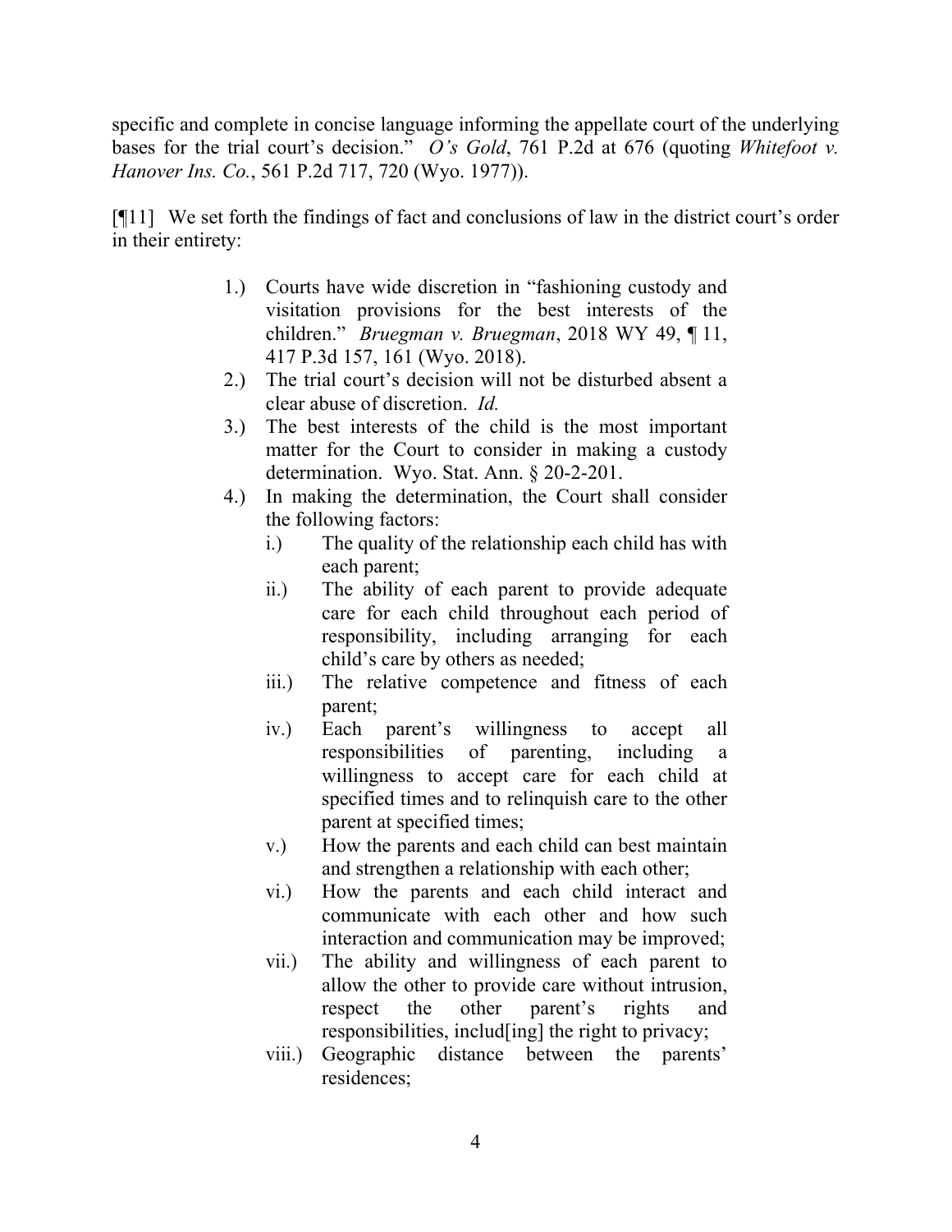specific and complete in concise language informing the appellate court of the underlying bases for the trial court's decision." *O's Gold*, 761 P.2d at 676 (quoting *Whitefoot v. Hanover Ins. Co.*, 561 P.2d 717, 720 (Wyo. 1977)).

[¶11] We set forth the findings of fact and conclusions of law in the district court's order in their entirety:

> 1.) Courts have wide discretion in "fashioning custody and visitation provisions for the best interests of the children." *Bruegman v. Bruegman*, 2018 WY 49, ¶ 11, 417 P.3d 157, 161 (Wyo. 2018).
>
> 2.) The trial court's decision will not be disturbed absent a clear abuse of discretion. *Id.*
>
> 3.) The best interests of the child is the most important matter for the Court to consider in making a custody determination. Wyo. Stat. Ann. § 20-2-201.
>
> 4.) In making the determination, the Court shall consider the following factors:
>
> i.) The quality of the relationship each child has with each parent;
>
> ii.) The ability of each parent to provide adequate care for each child throughout each period of responsibility, including arranging for each child's care by others as needed;
>
> iii.) The relative competence and fitness of each parent;
>
> iv.) Each parent's willingness to accept all responsibilities of parenting, including a willingness to accept care for each child at specified times and to relinquish care to the other parent at specified times;
>
> v.) How the parents and each child can best maintain and strengthen a relationship with each other;
>
> vi.) How the parents and each child interact and communicate with each other and how such interaction and communication may be improved;
>
> vii.) The ability and willingness of each parent to allow the other to provide care without intrusion, respect the other parent's rights and responsibilities, includ[ing] the right to privacy;
>
> viii.) Geographic distance between the parents' residences;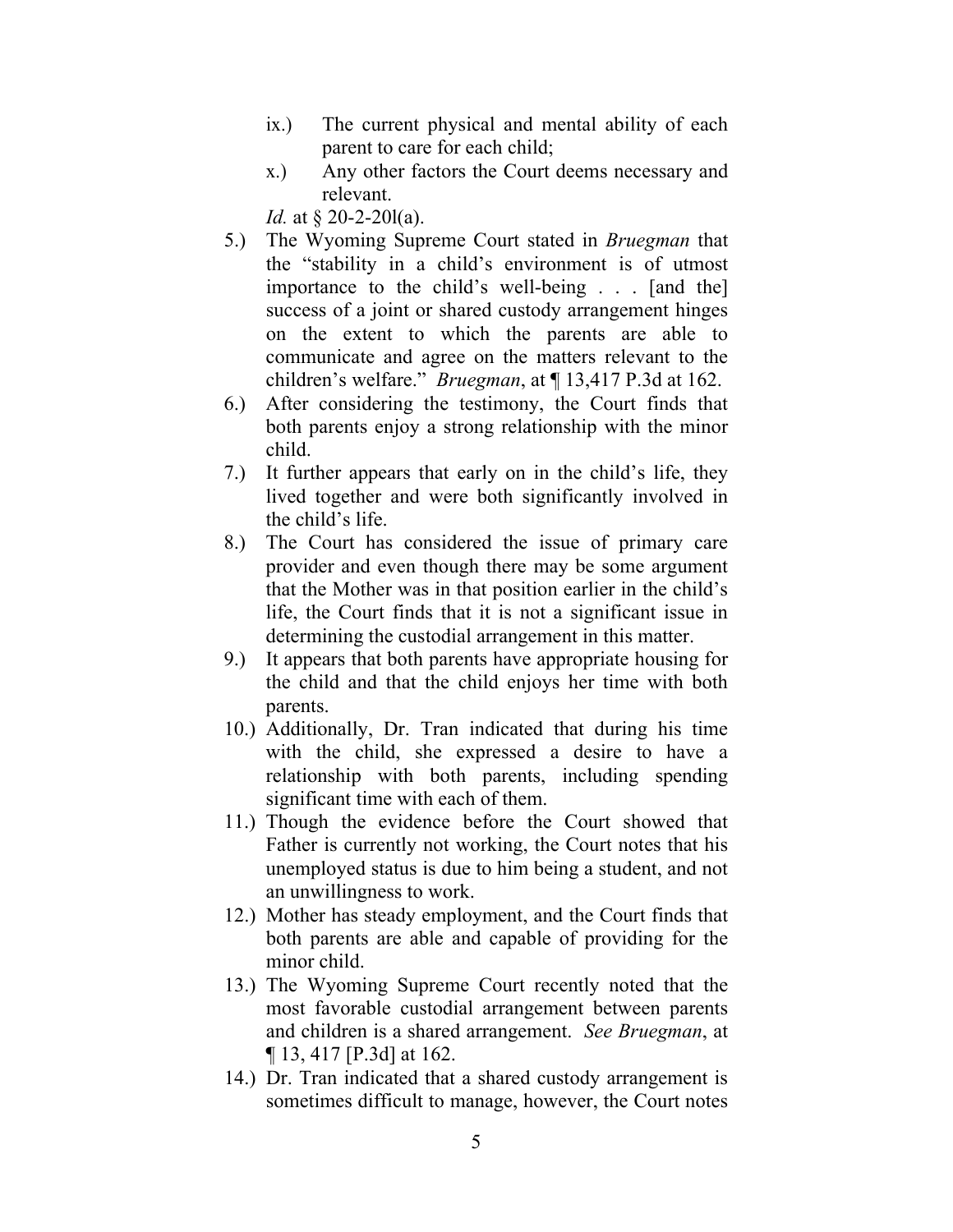ix.) The current physical and mental ability of each parent to care for each child;

x.) Any other factors the Court deems necessary and relevant.

*Id.* at § 20-2-20l(a).

5.) The Wyoming Supreme Court stated in *Bruegman* that the "stability in a child's environment is of utmost importance to the child's well-being . . . [and the] success of a joint or shared custody arrangement hinges on the extent to which the parents are able to communicate and agree on the matters relevant to the children's welfare." *Bruegman*, at ¶ 13,417 P.3d at 162.

6.) After considering the testimony, the Court finds that both parents enjoy a strong relationship with the minor child.

7.) It further appears that early on in the child's life, they lived together and were both significantly involved in the child's life.

8.) The Court has considered the issue of primary care provider and even though there may be some argument that the Mother was in that position earlier in the child's life, the Court finds that it is not a significant issue in determining the custodial arrangement in this matter.

9.) It appears that both parents have appropriate housing for the child and that the child enjoys her time with both parents.

10.) Additionally, Dr. Tran indicated that during his time with the child, she expressed a desire to have a relationship with both parents, including spending significant time with each of them.

11.) Though the evidence before the Court showed that Father is currently not working, the Court notes that his unemployed status is due to him being a student, and not an unwillingness to work.

12.) Mother has steady employment, and the Court finds that both parents are able and capable of providing for the minor child.

13.) The Wyoming Supreme Court recently noted that the most favorable custodial arrangement between parents and children is a shared arrangement. *See Bruegman*, at ¶ 13, 417 [P.3d] at 162.

14.) Dr. Tran indicated that a shared custody arrangement is sometimes difficult to manage, however, the Court notes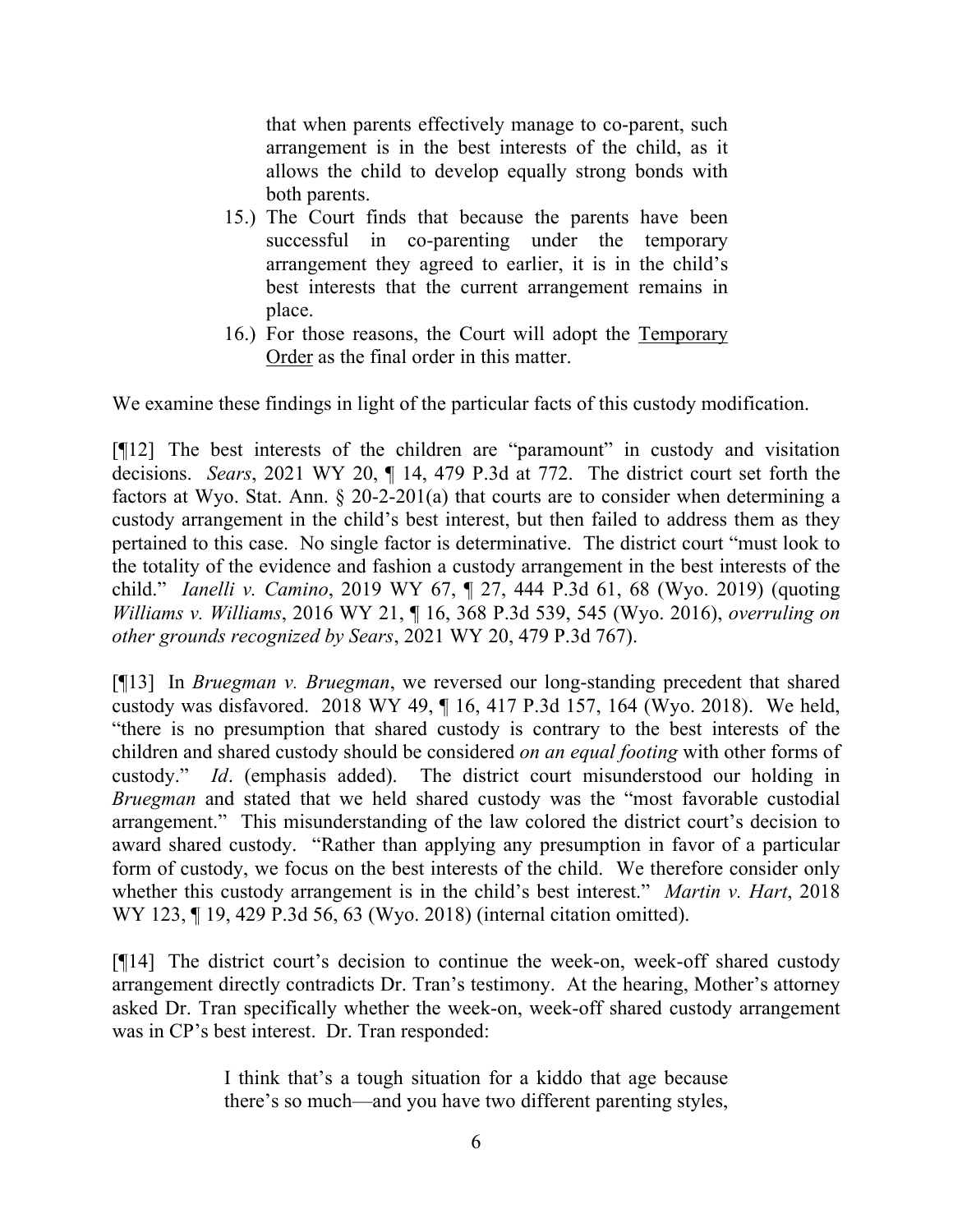> that when parents effectively manage to co-parent, such arrangement is in the best interests of the child, as it allows the child to develop equally strong bonds with both parents.
>
> 15.) The Court finds that because the parents have been successful in co-parenting under the temporary arrangement they agreed to earlier, it is in the child's best interests that the current arrangement remains in place.
>
> 16.) For those reasons, the Court will adopt the Temporary Order as the final order in this matter.

We examine these findings in light of the particular facts of this custody modification.

[¶12] The best interests of the children are "paramount" in custody and visitation decisions. *Sears*, 2021 WY 20, ¶ 14, 479 P.3d at 772. The district court set forth the factors at Wyo. Stat. Ann. § 20-2-201(a) that courts are to consider when determining a custody arrangement in the child's best interest, but then failed to address them as they pertained to this case. No single factor is determinative. The district court "must look to the totality of the evidence and fashion a custody arrangement in the best interests of the child." *Ianelli v. Camino*, 2019 WY 67, ¶ 27, 444 P.3d 61, 68 (Wyo. 2019) (quoting *Williams v. Williams*, 2016 WY 21, ¶ 16, 368 P.3d 539, 545 (Wyo. 2016), *overruling on other grounds recognized by Sears*, 2021 WY 20, 479 P.3d 767).

[¶13] In *Bruegman v. Bruegman*, we reversed our long-standing precedent that shared custody was disfavored. 2018 WY 49, ¶ 16, 417 P.3d 157, 164 (Wyo. 2018). We held, "there is no presumption that shared custody is contrary to the best interests of the children and shared custody should be considered *on an equal footing* with other forms of custody." *Id*. (emphasis added). The district court misunderstood our holding in *Bruegman* and stated that we held shared custody was the "most favorable custodial arrangement." This misunderstanding of the law colored the district court's decision to award shared custody. "Rather than applying any presumption in favor of a particular form of custody, we focus on the best interests of the child. We therefore consider only whether this custody arrangement is in the child's best interest." *Martin v. Hart*, 2018 WY 123, ¶ 19, 429 P.3d 56, 63 (Wyo. 2018) (internal citation omitted).

[¶14] The district court's decision to continue the week-on, week-off shared custody arrangement directly contradicts Dr. Tran's testimony. At the hearing, Mother's attorney asked Dr. Tran specifically whether the week-on, week-off shared custody arrangement was in CP's best interest. Dr. Tran responded:

> I think that's a tough situation for a kiddo that age because there's so much—and you have two different parenting styles,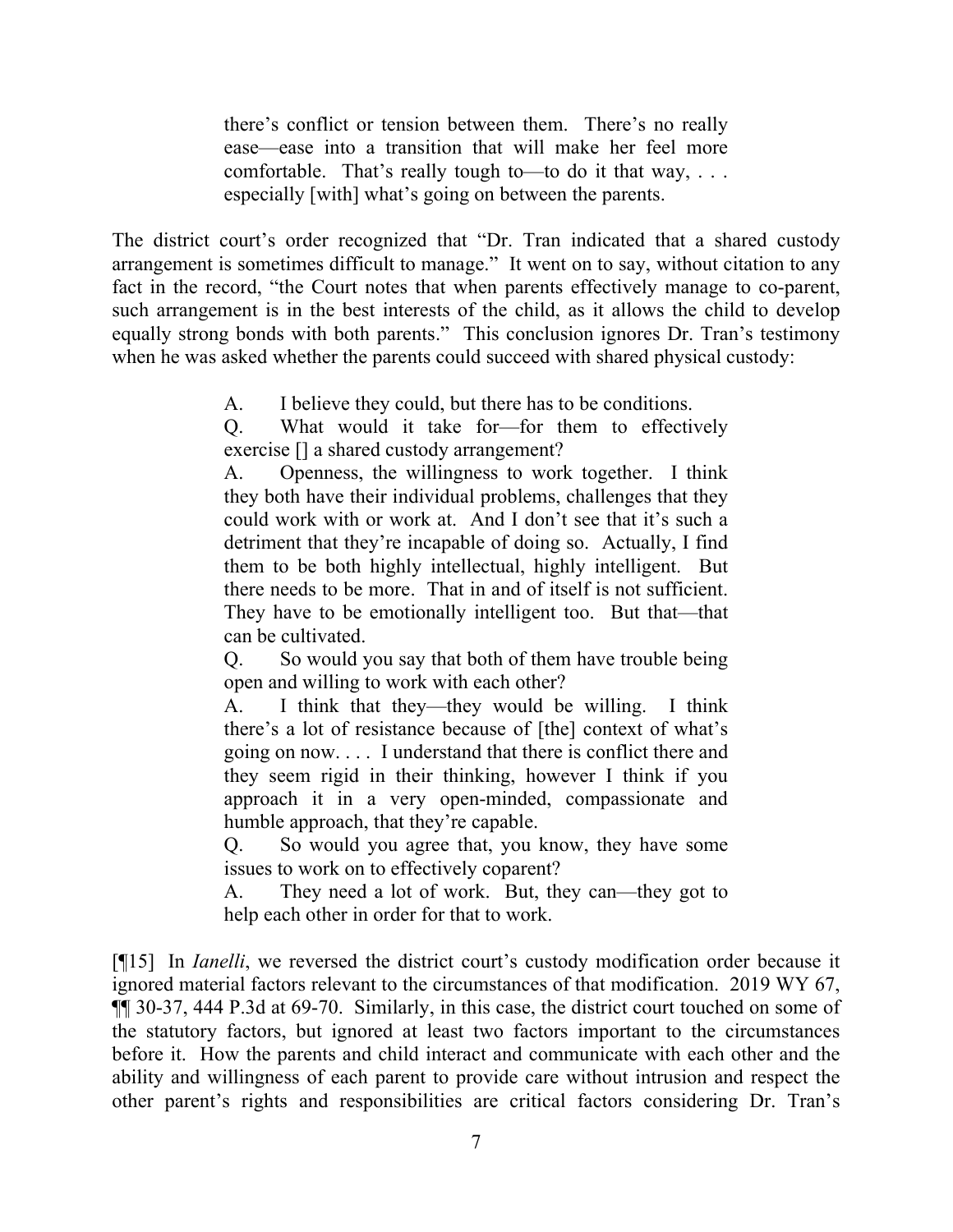> there's conflict or tension between them. There's no really ease—ease into a transition that will make her feel more comfortable. That's really tough to—to do it that way, . . . especially [with] what's going on between the parents.

The district court's order recognized that "Dr. Tran indicated that a shared custody arrangement is sometimes difficult to manage." It went on to say, without citation to any fact in the record, "the Court notes that when parents effectively manage to co-parent, such arrangement is in the best interests of the child, as it allows the child to develop equally strong bonds with both parents." This conclusion ignores Dr. Tran's testimony when he was asked whether the parents could succeed with shared physical custody:

> A. I believe they could, but there has to be conditions.
>
> Q. What would it take for—for them to effectively exercise [] a shared custody arrangement?
>
> A. Openness, the willingness to work together. I think they both have their individual problems, challenges that they could work with or work at. And I don't see that it's such a detriment that they're incapable of doing so. Actually, I find them to be both highly intellectual, highly intelligent. But there needs to be more. That in and of itself is not sufficient. They have to be emotionally intelligent too. But that—that can be cultivated.
>
> Q. So would you say that both of them have trouble being open and willing to work with each other?
>
> A. I think that they—they would be willing. I think there's a lot of resistance because of [the] context of what's going on now. . . . I understand that there is conflict there and they seem rigid in their thinking, however I think if you approach it in a very open-minded, compassionate and humble approach, that they're capable.
>
> Q. So would you agree that, you know, they have some issues to work on to effectively coparent?
>
> A. They need a lot of work. But, they can—they got to help each other in order for that to work.

[¶15] In *Ianelli*, we reversed the district court's custody modification order because it ignored material factors relevant to the circumstances of that modification. 2019 WY 67, ¶¶ 30-37, 444 P.3d at 69-70. Similarly, in this case, the district court touched on some of the statutory factors, but ignored at least two factors important to the circumstances before it. How the parents and child interact and communicate with each other and the ability and willingness of each parent to provide care without intrusion and respect the other parent's rights and responsibilities are critical factors considering Dr. Tran's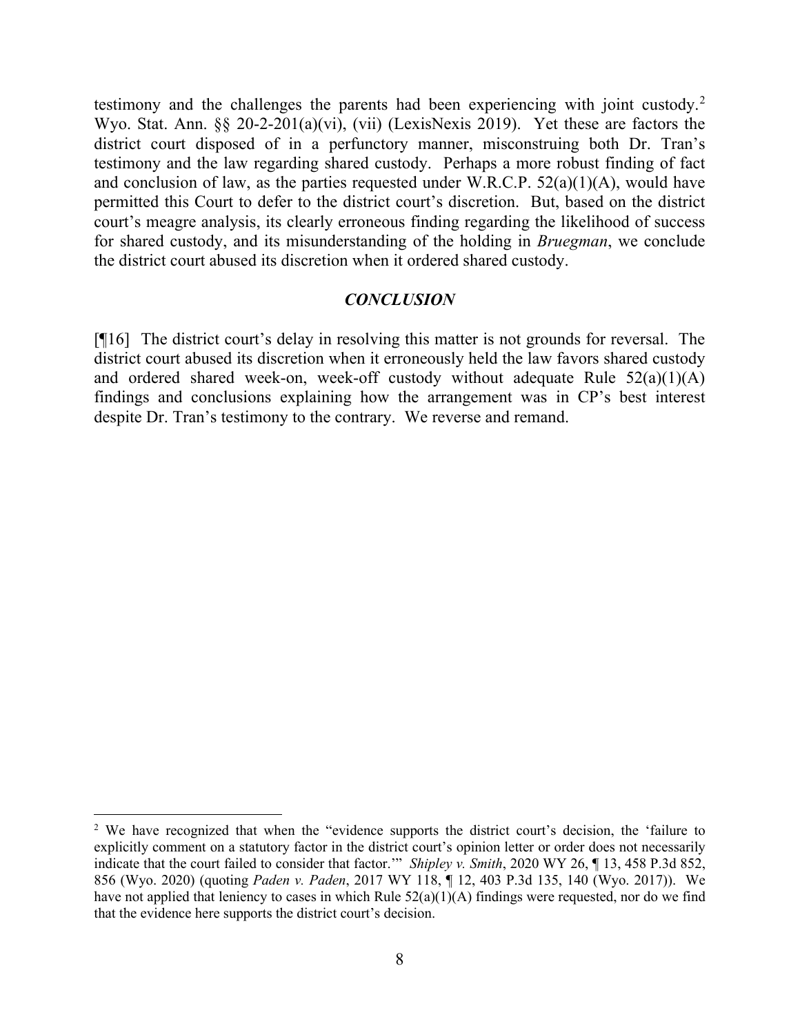testimony and the challenges the parents had been experiencing with joint custody.[2] Wyo. Stat. Ann. §§ 20-2-201(a)(vi), (vii) (LexisNexis 2019). Yet these are factors the district court disposed of in a perfunctory manner, misconstruing both Dr. Tran's testimony and the law regarding shared custody. Perhaps a more robust finding of fact and conclusion of law, as the parties requested under W.R.C.P. 52(a)(1)(A), would have permitted this Court to defer to the district court's discretion. But, based on the district court's meagre analysis, its clearly erroneous finding regarding the likelihood of success for shared custody, and its misunderstanding of the holding in *Bruegman*, we conclude the district court abused its discretion when it ordered shared custody.

## *CONCLUSION*

[¶16] The district court's delay in resolving this matter is not grounds for reversal. The district court abused its discretion when it erroneously held the law favors shared custody and ordered shared week-on, week-off custody without adequate Rule 52(a)(1)(A) findings and conclusions explaining how the arrangement was in CP's best interest despite Dr. Tran's testimony to the contrary. We reverse and remand.

---

[2] We have recognized that when the "evidence supports the district court's decision, the 'failure to explicitly comment on a statutory factor in the district court's opinion letter or order does not necessarily indicate that the court failed to consider that factor.'" *Shipley v. Smith*, 2020 WY 26, ¶ 13, 458 P.3d 852, 856 (Wyo. 2020) (quoting *Paden v. Paden*, 2017 WY 118, ¶ 12, 403 P.3d 135, 140 (Wyo. 2017)). We have not applied that leniency to cases in which Rule 52(a)(1)(A) findings were requested, nor do we find that the evidence here supports the district court's decision.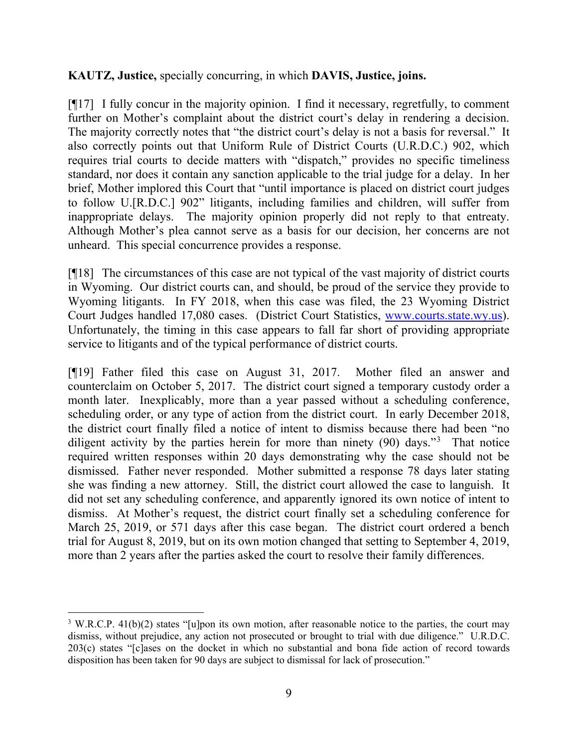**KAUTZ, Justice,** specially concurring, in which **DAVIS, Justice, joins.**

[¶17] I fully concur in the majority opinion. I find it necessary, regretfully, to comment further on Mother's complaint about the district court's delay in rendering a decision. The majority correctly notes that "the district court's delay is not a basis for reversal." It also correctly points out that Uniform Rule of District Courts (U.R.D.C.) 902, which requires trial courts to decide matters with "dispatch," provides no specific timeliness standard, nor does it contain any sanction applicable to the trial judge for a delay. In her brief, Mother implored this Court that "until importance is placed on district court judges to follow U.[R.D.C.] 902" litigants, including families and children, will suffer from inappropriate delays. The majority opinion properly did not reply to that entreaty. Although Mother's plea cannot serve as a basis for our decision, her concerns are not unheard. This special concurrence provides a response.

[¶18] The circumstances of this case are not typical of the vast majority of district courts in Wyoming. Our district courts can, and should, be proud of the service they provide to Wyoming litigants. In FY 2018, when this case was filed, the 23 Wyoming District Court Judges handled 17,080 cases. (District Court Statistics, www.courts.state.wy.us). Unfortunately, the timing in this case appears to fall far short of providing appropriate service to litigants and of the typical performance of district courts.

[¶19] Father filed this case on August 31, 2017. Mother filed an answer and counterclaim on October 5, 2017. The district court signed a temporary custody order a month later. Inexplicably, more than a year passed without a scheduling conference, scheduling order, or any type of action from the district court. In early December 2018, the district court finally filed a notice of intent to dismiss because there had been "no diligent activity by the parties herein for more than ninety (90) days."[3] That notice required written responses within 20 days demonstrating why the case should not be dismissed. Father never responded. Mother submitted a response 78 days later stating she was finding a new attorney. Still, the district court allowed the case to languish. It did not set any scheduling conference, and apparently ignored its own notice of intent to dismiss. At Mother's request, the district court finally set a scheduling conference for March 25, 2019, or 571 days after this case began. The district court ordered a bench trial for August 8, 2019, but on its own motion changed that setting to September 4, 2019, more than 2 years after the parties asked the court to resolve their family differences.

---

[3] W.R.C.P. 41(b)(2) states "[u]pon its own motion, after reasonable notice to the parties, the court may dismiss, without prejudice, any action not prosecuted or brought to trial with due diligence." U.R.D.C. 203(c) states "[c]ases on the docket in which no substantial and bona fide action of record towards disposition has been taken for 90 days are subject to dismissal for lack of prosecution."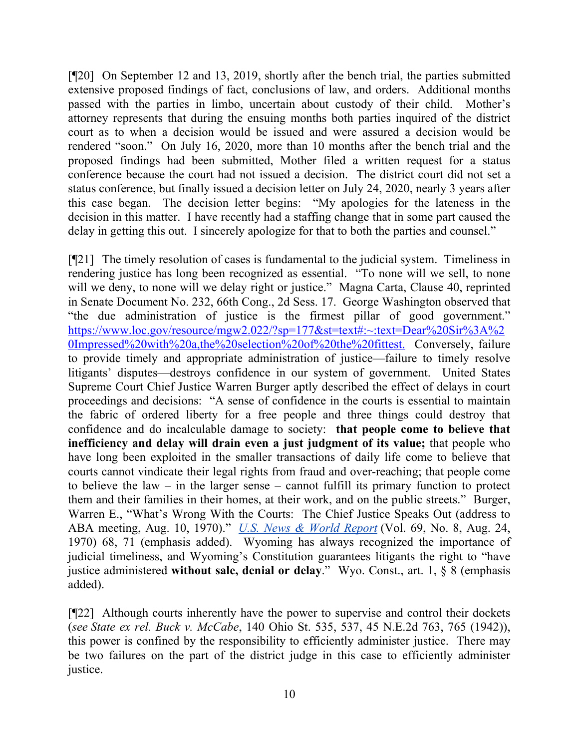[¶20] On September 12 and 13, 2019, shortly after the bench trial, the parties submitted extensive proposed findings of fact, conclusions of law, and orders. Additional months passed with the parties in limbo, uncertain about custody of their child. Mother's attorney represents that during the ensuing months both parties inquired of the district court as to when a decision would be issued and were assured a decision would be rendered "soon." On July 16, 2020, more than 10 months after the bench trial and the proposed findings had been submitted, Mother filed a written request for a status conference because the court had not issued a decision. The district court did not set a status conference, but finally issued a decision letter on July 24, 2020, nearly 3 years after this case began. The decision letter begins: "My apologies for the lateness in the decision in this matter. I have recently had a staffing change that in some part caused the delay in getting this out. I sincerely apologize for that to both the parties and counsel."

[¶21] The timely resolution of cases is fundamental to the judicial system. Timeliness in rendering justice has long been recognized as essential. "To none will we sell, to none will we deny, to none will we delay right or justice." Magna Carta, Clause 40, reprinted in Senate Document No. 232, 66th Cong., 2d Sess. 17. George Washington observed that "the due administration of justice is the firmest pillar of good government." [https://www.loc.gov/resource/mgw2.022/?sp=177&st=text#:~:text=Dear%20Sir%3A%20Impressed%20with%20a,the%20selection%20of%20the%20fittest.](https://www.loc.gov/resource/mgw2.022/?sp=177&st=text#:~:text=Dear%20Sir%3A%20Impressed%20with%20a,the%20selection%20of%20the%20fittest.) Conversely, failure to provide timely and appropriate administration of justice—failure to timely resolve litigants' disputes—destroys confidence in our system of government. United States Supreme Court Chief Justice Warren Burger aptly described the effect of delays in court proceedings and decisions: "A sense of confidence in the courts is essential to maintain the fabric of ordered liberty for a free people and three things could destroy that confidence and do incalculable damage to society: **that people come to believe that inefficiency and delay will drain even a just judgment of its value;** that people who have long been exploited in the smaller transactions of daily life come to believe that courts cannot vindicate their legal rights from fraud and over-reaching; that people come to believe the law – in the larger sense – cannot fulfill its primary function to protect them and their families in their homes, at their work, and on the public streets." Burger, Warren E., "What's Wrong With the Courts: The Chief Justice Speaks Out (address to ABA meeting, Aug. 10, 1970)." *U.S. News & World Report* (Vol. 69, No. 8, Aug. 24, 1970) 68, 71 (emphasis added). Wyoming has always recognized the importance of judicial timeliness, and Wyoming's Constitution guarantees litigants the right to "have justice administered **without sale, denial or delay**." Wyo. Const., art. 1, § 8 (emphasis added).

[¶22] Although courts inherently have the power to supervise and control their dockets (*see State ex rel. Buck v. McCabe*, 140 Ohio St. 535, 537, 45 N.E.2d 763, 765 (1942)), this power is confined by the responsibility to efficiently administer justice. There may be two failures on the part of the district judge in this case to efficiently administer justice.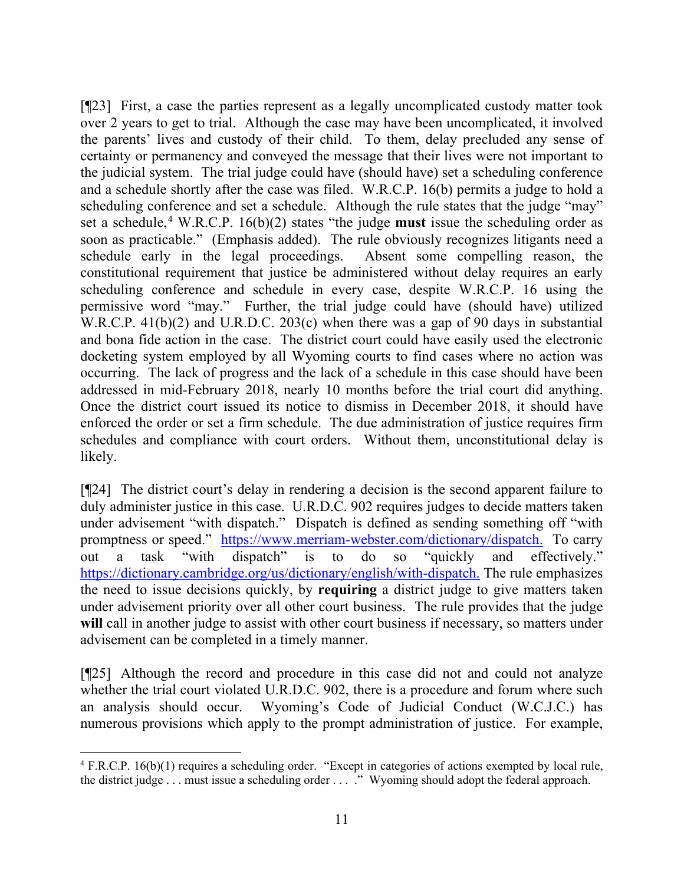[¶23] First, a case the parties represent as a legally uncomplicated custody matter took over 2 years to get to trial. Although the case may have been uncomplicated, it involved the parents' lives and custody of their child. To them, delay precluded any sense of certainty or permanency and conveyed the message that their lives were not important to the judicial system. The trial judge could have (should have) set a scheduling conference and a schedule shortly after the case was filed. W.R.C.P. 16(b) permits a judge to hold a scheduling conference and set a schedule. Although the rule states that the judge "may" set a schedule,[4] W.R.C.P. 16(b)(2) states "the judge **must** issue the scheduling order as soon as practicable." (Emphasis added). The rule obviously recognizes litigants need a schedule early in the legal proceedings. Absent some compelling reason, the constitutional requirement that justice be administered without delay requires an early scheduling conference and schedule in every case, despite W.R.C.P. 16 using the permissive word "may." Further, the trial judge could have (should have) utilized W.R.C.P. 41(b)(2) and U.R.D.C. 203(c) when there was a gap of 90 days in substantial and bona fide action in the case. The district court could have easily used the electronic docketing system employed by all Wyoming courts to find cases where no action was occurring. The lack of progress and the lack of a schedule in this case should have been addressed in mid-February 2018, nearly 10 months before the trial court did anything. Once the district court issued its notice to dismiss in December 2018, it should have enforced the order or set a firm schedule. The due administration of justice requires firm schedules and compliance with court orders. Without them, unconstitutional delay is likely.

[¶24] The district court's delay in rendering a decision is the second apparent failure to duly administer justice in this case. U.R.D.C. 902 requires judges to decide matters taken under advisement "with dispatch." Dispatch is defined as sending something off "with promptness or speed." https://www.merriam-webster.com/dictionary/dispatch. To carry out a task "with dispatch" is to do so "quickly and effectively." https://dictionary.cambridge.org/us/dictionary/english/with-dispatch. The rule emphasizes the need to issue decisions quickly, by **requiring** a district judge to give matters taken under advisement priority over all other court business. The rule provides that the judge **will** call in another judge to assist with other court business if necessary, so matters under advisement can be completed in a timely manner.

[¶25] Although the record and procedure in this case did not and could not analyze whether the trial court violated U.R.D.C. 902, there is a procedure and forum where such an analysis should occur. Wyoming's Code of Judicial Conduct (W.C.J.C.) has numerous provisions which apply to the prompt administration of justice. For example,

---

[4] F.R.C.P. 16(b)(1) requires a scheduling order. "Except in categories of actions exempted by local rule, the district judge . . . must issue a scheduling order . . . ." Wyoming should adopt the federal approach.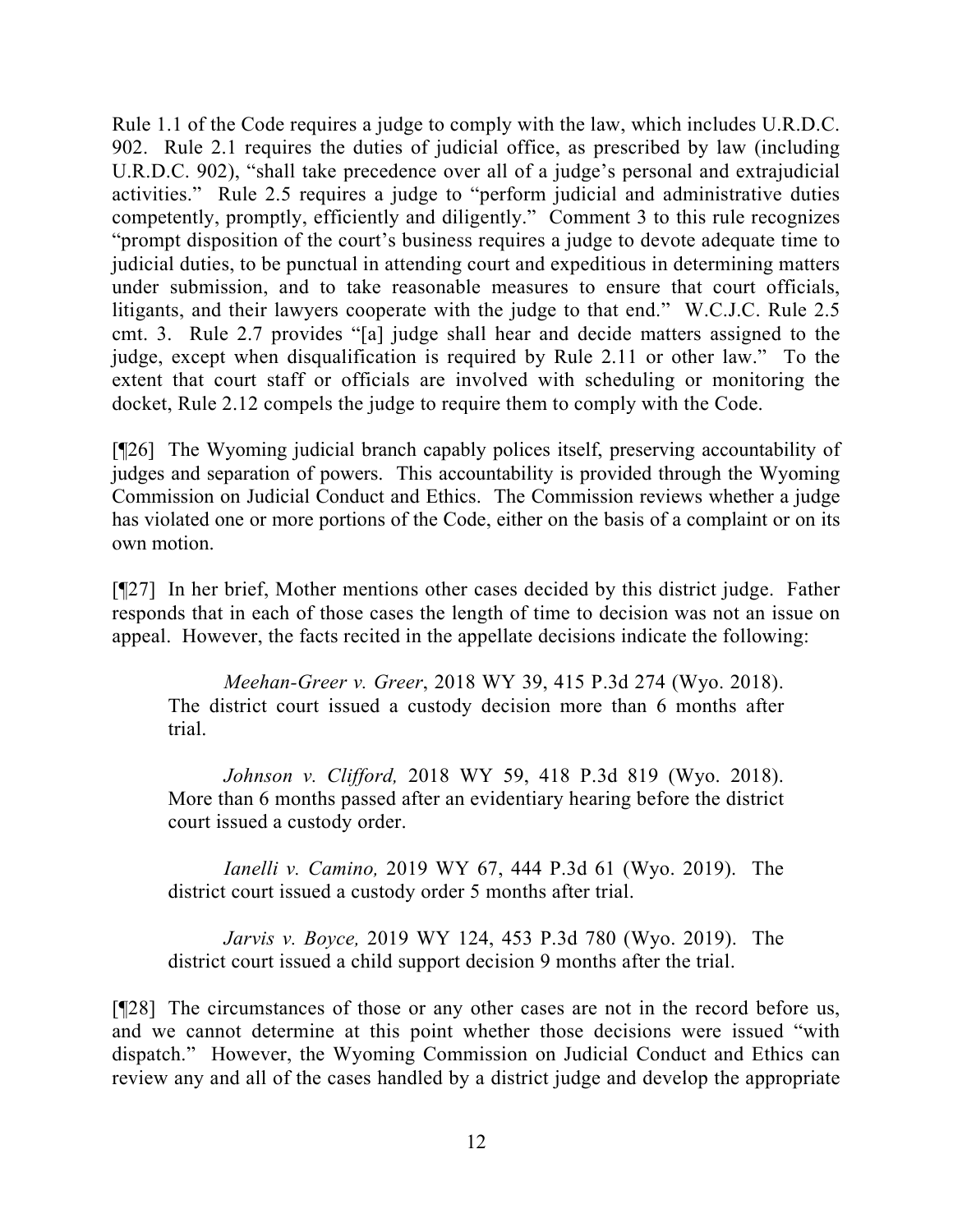Rule 1.1 of the Code requires a judge to comply with the law, which includes U.R.D.C. 902. Rule 2.1 requires the duties of judicial office, as prescribed by law (including U.R.D.C. 902), "shall take precedence over all of a judge's personal and extrajudicial activities." Rule 2.5 requires a judge to "perform judicial and administrative duties competently, promptly, efficiently and diligently." Comment 3 to this rule recognizes "prompt disposition of the court's business requires a judge to devote adequate time to judicial duties, to be punctual in attending court and expeditious in determining matters under submission, and to take reasonable measures to ensure that court officials, litigants, and their lawyers cooperate with the judge to that end." W.C.J.C. Rule 2.5 cmt. 3. Rule 2.7 provides "[a] judge shall hear and decide matters assigned to the judge, except when disqualification is required by Rule 2.11 or other law." To the extent that court staff or officials are involved with scheduling or monitoring the docket, Rule 2.12 compels the judge to require them to comply with the Code.

[¶26] The Wyoming judicial branch capably polices itself, preserving accountability of judges and separation of powers. This accountability is provided through the Wyoming Commission on Judicial Conduct and Ethics. The Commission reviews whether a judge has violated one or more portions of the Code, either on the basis of a complaint or on its own motion.

[¶27] In her brief, Mother mentions other cases decided by this district judge. Father responds that in each of those cases the length of time to decision was not an issue on appeal. However, the facts recited in the appellate decisions indicate the following:

> *Meehan-Greer v. Greer*, 2018 WY 39, 415 P.3d 274 (Wyo. 2018). The district court issued a custody decision more than 6 months after trial.
>
> *Johnson v. Clifford,* 2018 WY 59, 418 P.3d 819 (Wyo. 2018). More than 6 months passed after an evidentiary hearing before the district court issued a custody order.
>
> *Ianelli v. Camino,* 2019 WY 67, 444 P.3d 61 (Wyo. 2019). The district court issued a custody order 5 months after trial.
>
> *Jarvis v. Boyce,* 2019 WY 124, 453 P.3d 780 (Wyo. 2019). The district court issued a child support decision 9 months after the trial.

[¶28] The circumstances of those or any other cases are not in the record before us, and we cannot determine at this point whether those decisions were issued "with dispatch." However, the Wyoming Commission on Judicial Conduct and Ethics can review any and all of the cases handled by a district judge and develop the appropriate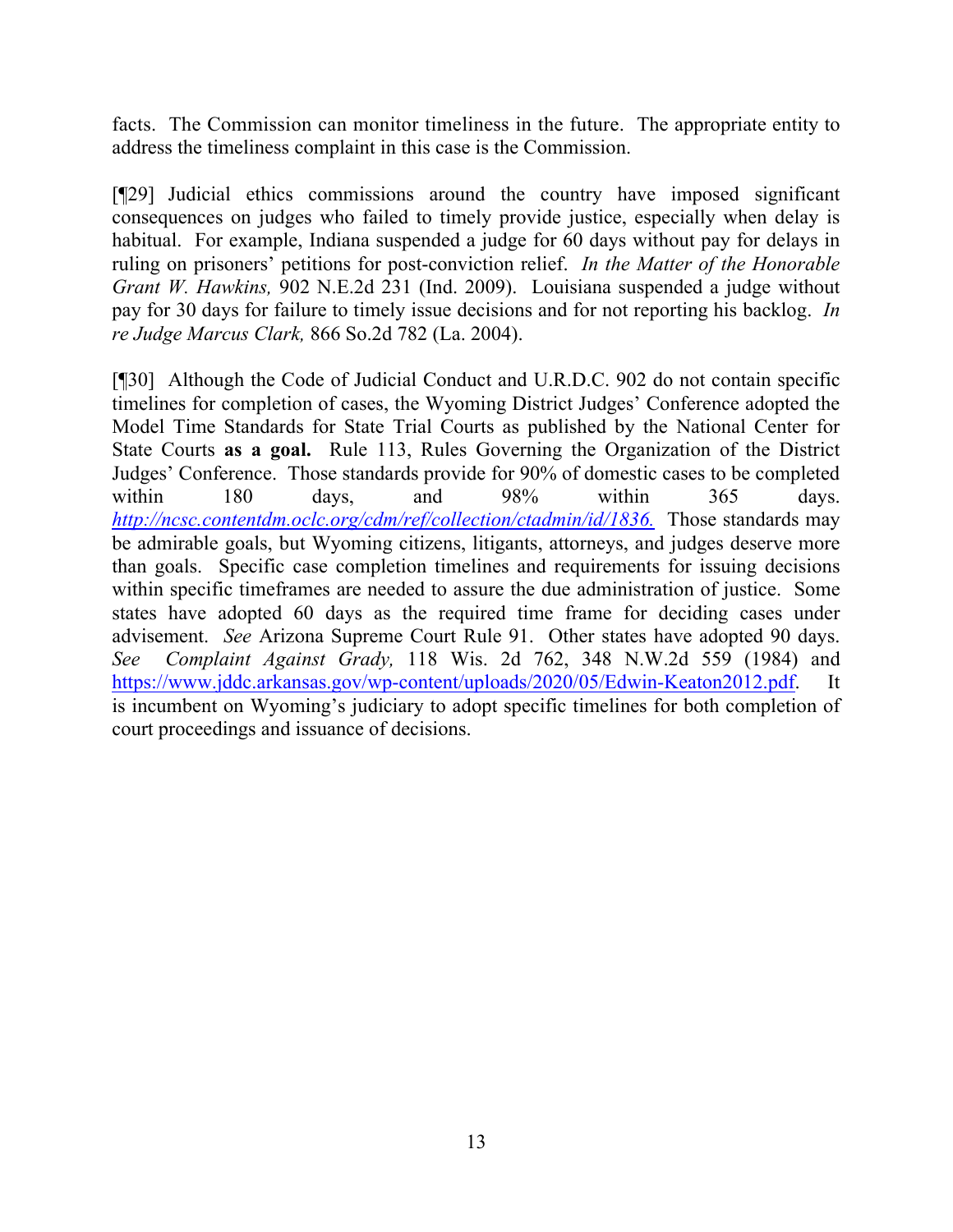facts. The Commission can monitor timeliness in the future. The appropriate entity to address the timeliness complaint in this case is the Commission.

[¶29] Judicial ethics commissions around the country have imposed significant consequences on judges who failed to timely provide justice, especially when delay is habitual. For example, Indiana suspended a judge for 60 days without pay for delays in ruling on prisoners' petitions for post-conviction relief. *In the Matter of the Honorable Grant W. Hawkins,* 902 N.E.2d 231 (Ind. 2009). Louisiana suspended a judge without pay for 30 days for failure to timely issue decisions and for not reporting his backlog. *In re Judge Marcus Clark,* 866 So.2d 782 (La. 2004).

[¶30] Although the Code of Judicial Conduct and U.R.D.C. 902 do not contain specific timelines for completion of cases, the Wyoming District Judges' Conference adopted the Model Time Standards for State Trial Courts as published by the National Center for State Courts **as a goal.** Rule 113, Rules Governing the Organization of the District Judges' Conference. Those standards provide for 90% of domestic cases to be completed within 180 days, and 98% within 365 days. *http://ncsc.contentdm.oclc.org/cdm/ref/collection/ctadmin/id/1836.* Those standards may be admirable goals, but Wyoming citizens, litigants, attorneys, and judges deserve more than goals. Specific case completion timelines and requirements for issuing decisions within specific timeframes are needed to assure the due administration of justice. Some states have adopted 60 days as the required time frame for deciding cases under advisement. *See* Arizona Supreme Court Rule 91. Other states have adopted 90 days. *See Complaint Against Grady,* 118 Wis. 2d 762, 348 N.W.2d 559 (1984) and https://www.jddc.arkansas.gov/wp-content/uploads/2020/05/Edwin-Keaton2012.pdf. It is incumbent on Wyoming's judiciary to adopt specific timelines for both completion of court proceedings and issuance of decisions.